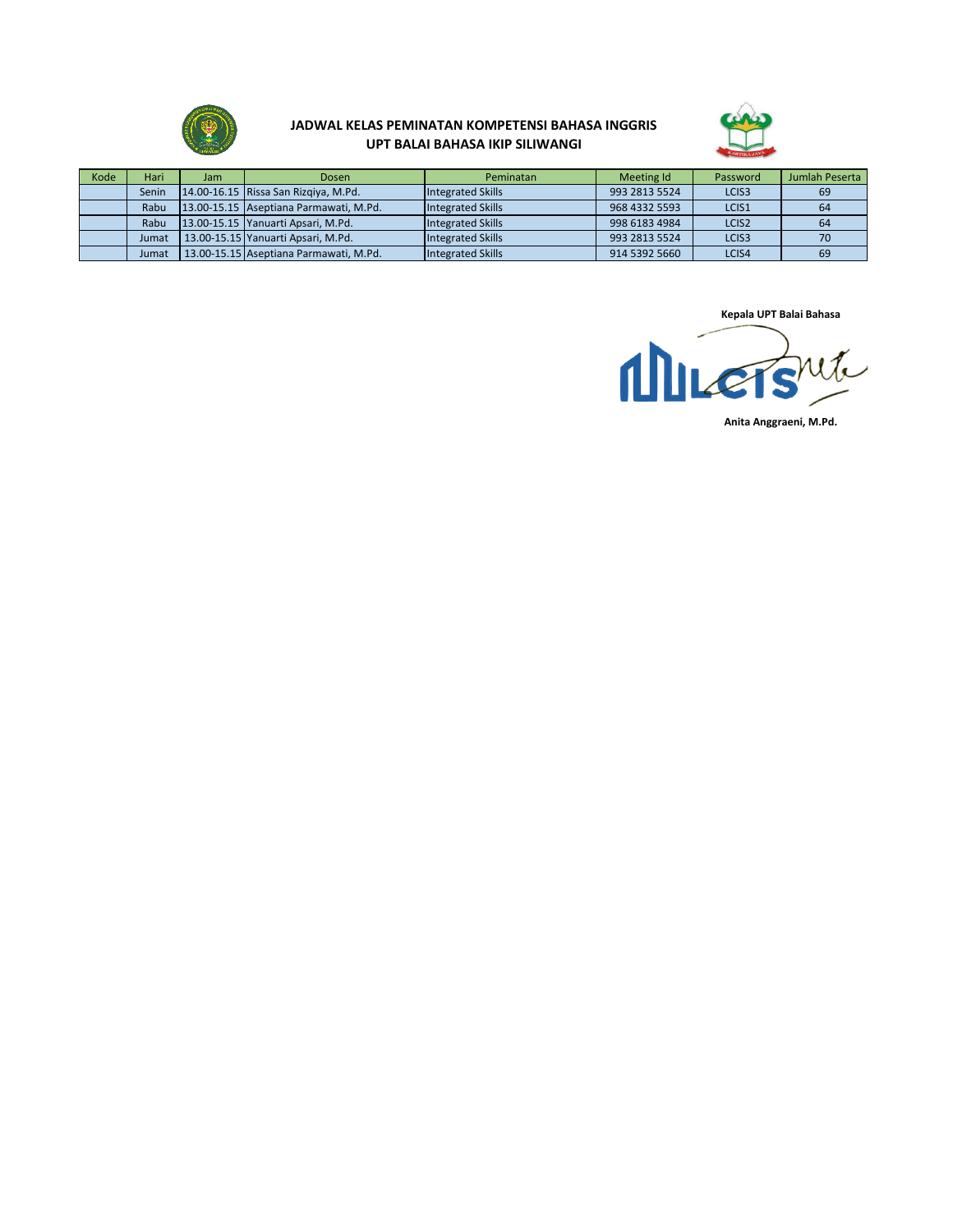**JADWAL KELAS PEMINATAN KOMPETENSI BAHASA INGGRIS**
**UPT BALAI BAHASA IKIP SILIWANGI**

| Kode | Hari | Jam | Dosen | Peminatan | Meeting Id | Password | Jumlah Peserta |
|---|---|---|---|---|---|---|---|
| | Senin | 14.00-16.15 | Rissa San Rizqiya, M.Pd. | Integrated Skills | 993 2813 5524 | LCIS3 | 69 |
| | Rabu | 13.00-15.15 | Aseptiana Parmawati, M.Pd. | Integrated Skills | 968 4332 5593 | LCIS1 | 64 |
| | Rabu | 13.00-15.15 | Yanuarti Apsari, M.Pd. | Integrated Skills | 998 6183 4984 | LCIS2 | 64 |
| | Jumat | 13.00-15.15 | Yanuarti Apsari, M.Pd. | Integrated Skills | 993 2813 5524 | LCIS3 | 70 |
| | Jumat | 13.00-15.15 | Aseptiana Parmawati, M.Pd. | Integrated Skills | 914 5392 5660 | LCIS4 | 69 |

**Kepala UPT Balai Bahasa**

**Anita Anggraeni, M.Pd.**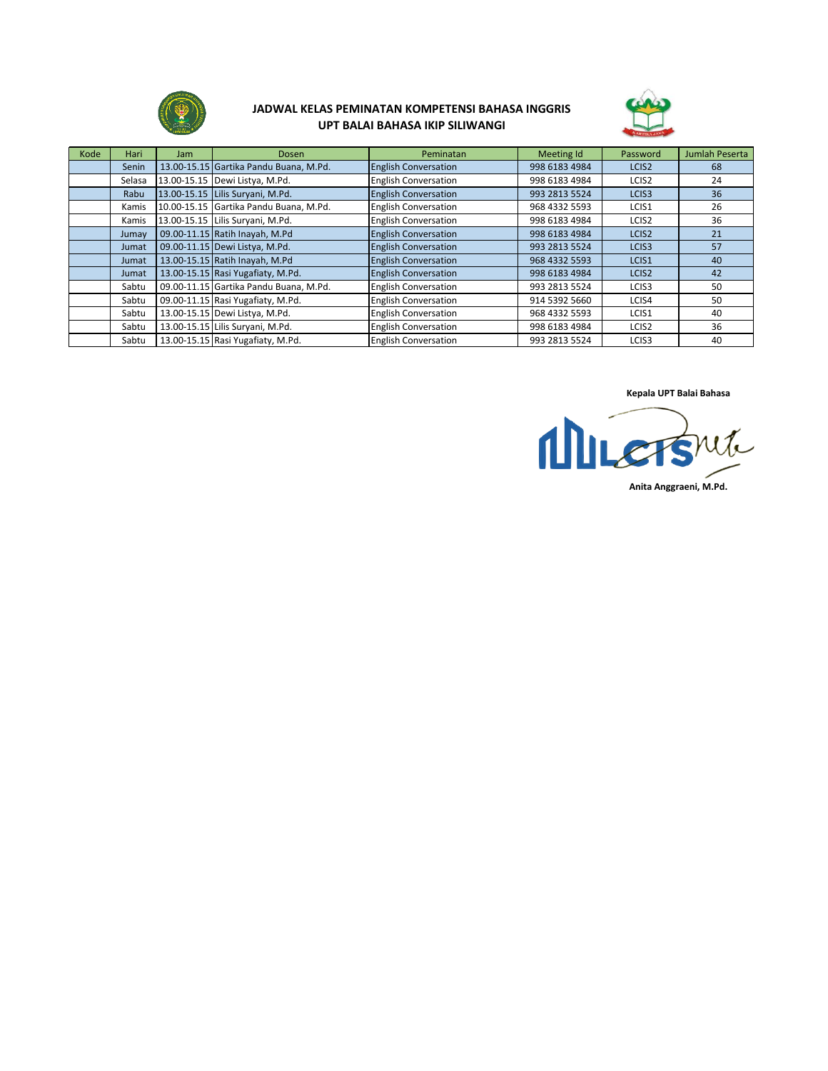**JADWAL KELAS PEMINATAN KOMPETENSI BAHASA INGGRIS**
**UPT BALAI BAHASA IKIP SILIWANGI**

| Kode | Hari | Jam | Dosen | Peminatan | Meeting Id | Password | Jumlah Peserta |
|---|---|---|---|---|---|---|---|
| | Senin | 13.00-15.15 | Gartika Pandu Buana, M.Pd. | English Conversation | 998 6183 4984 | LCIS2 | 68 |
| | Selasa | 13.00-15.15 | Dewi Listya, M.Pd. | English Conversation | 998 6183 4984 | LCIS2 | 24 |
| | Rabu | 13.00-15.15 | Lilis Suryani, M.Pd. | English Conversation | 993 2813 5524 | LCIS3 | 36 |
| | Kamis | 10.00-15.15 | Gartika Pandu Buana, M.Pd. | English Conversation | 968 4332 5593 | LCIS1 | 26 |
| | Kamis | 13.00-15.15 | Lilis Suryani, M.Pd. | English Conversation | 998 6183 4984 | LCIS2 | 36 |
| | Jumay | 09.00-11.15 | Ratih Inayah, M.Pd | English Conversation | 998 6183 4984 | LCIS2 | 21 |
| | Jumat | 09.00-11.15 | Dewi Listya, M.Pd. | English Conversation | 993 2813 5524 | LCIS3 | 57 |
| | Jumat | 13.00-15.15 | Ratih Inayah, M.Pd | English Conversation | 968 4332 5593 | LCIS1 | 40 |
| | Jumat | 13.00-15.15 | Rasi Yugafiaty, M.Pd. | English Conversation | 998 6183 4984 | LCIS2 | 42 |
| | Sabtu | 09.00-11.15 | Gartika Pandu Buana, M.Pd. | English Conversation | 993 2813 5524 | LCIS3 | 50 |
| | Sabtu | 09.00-11.15 | Rasi Yugafiaty, M.Pd. | English Conversation | 914 5392 5660 | LCIS4 | 50 |
| | Sabtu | 13.00-15.15 | Dewi Listya, M.Pd. | English Conversation | 968 4332 5593 | LCIS1 | 40 |
| | Sabtu | 13.00-15.15 | Lilis Suryani, M.Pd. | English Conversation | 998 6183 4984 | LCIS2 | 36 |
| | Sabtu | 13.00-15.15 | Rasi Yugafiaty, M.Pd. | English Conversation | 993 2813 5524 | LCIS3 | 40 |

**Kepala UPT Balai Bahasa**

LCIS

**Anita Anggraeni, M.Pd.**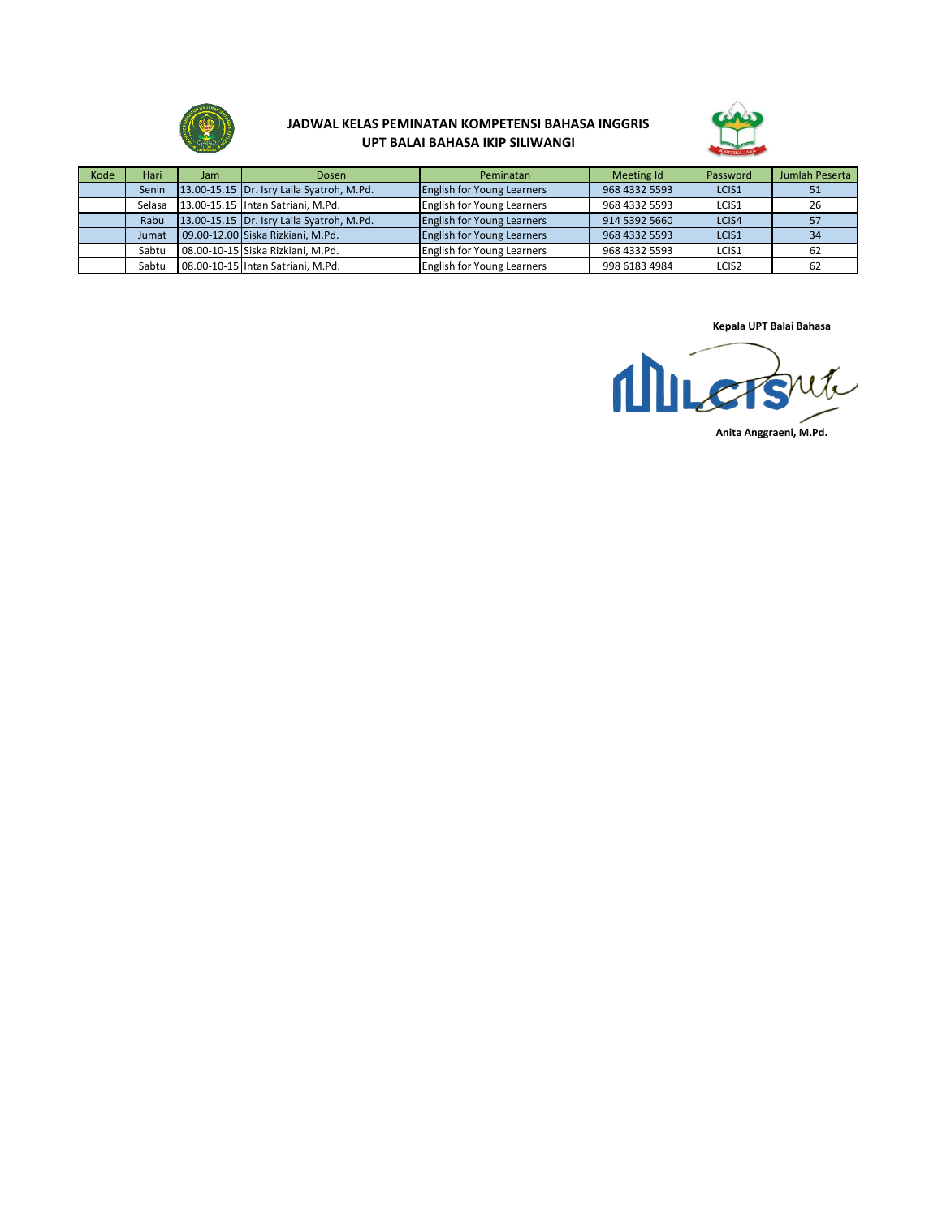**JADWAL KELAS PEMINATAN KOMPETENSI BAHASA INGGRIS**
**UPT BALAI BAHASA IKIP SILIWANGI**

| Kode | Hari | Jam | Dosen | Peminatan | Meeting Id | Password | Jumlah Peserta |
|---|---|---|---|---|---|---|---|
| | Senin | 13.00-15.15 | Dr. Isry Laila Syatroh, M.Pd. | English for Young Learners | 968 4332 5593 | LCIS1 | 51 |
| | Selasa | 13.00-15.15 | Intan Satriani, M.Pd. | English for Young Learners | 968 4332 5593 | LCIS1 | 26 |
| | Rabu | 13.00-15.15 | Dr. Isry Laila Syatroh, M.Pd. | English for Young Learners | 914 5392 5660 | LCIS4 | 57 |
| | Jumat | 09.00-12.00 | Siska Rizkiani, M.Pd. | English for Young Learners | 968 4332 5593 | LCIS1 | 34 |
| | Sabtu | 08.00-10-15 | Siska Rizkiani, M.Pd. | English for Young Learners | 968 4332 5593 | LCIS1 | 62 |
| | Sabtu | 08.00-10-15 | Intan Satriani, M.Pd. | English for Young Learners | 998 6183 4984 | LCIS2 | 62 |

**Kepala UPT Balai Bahasa**

**Anita Anggraeni, M.Pd.**